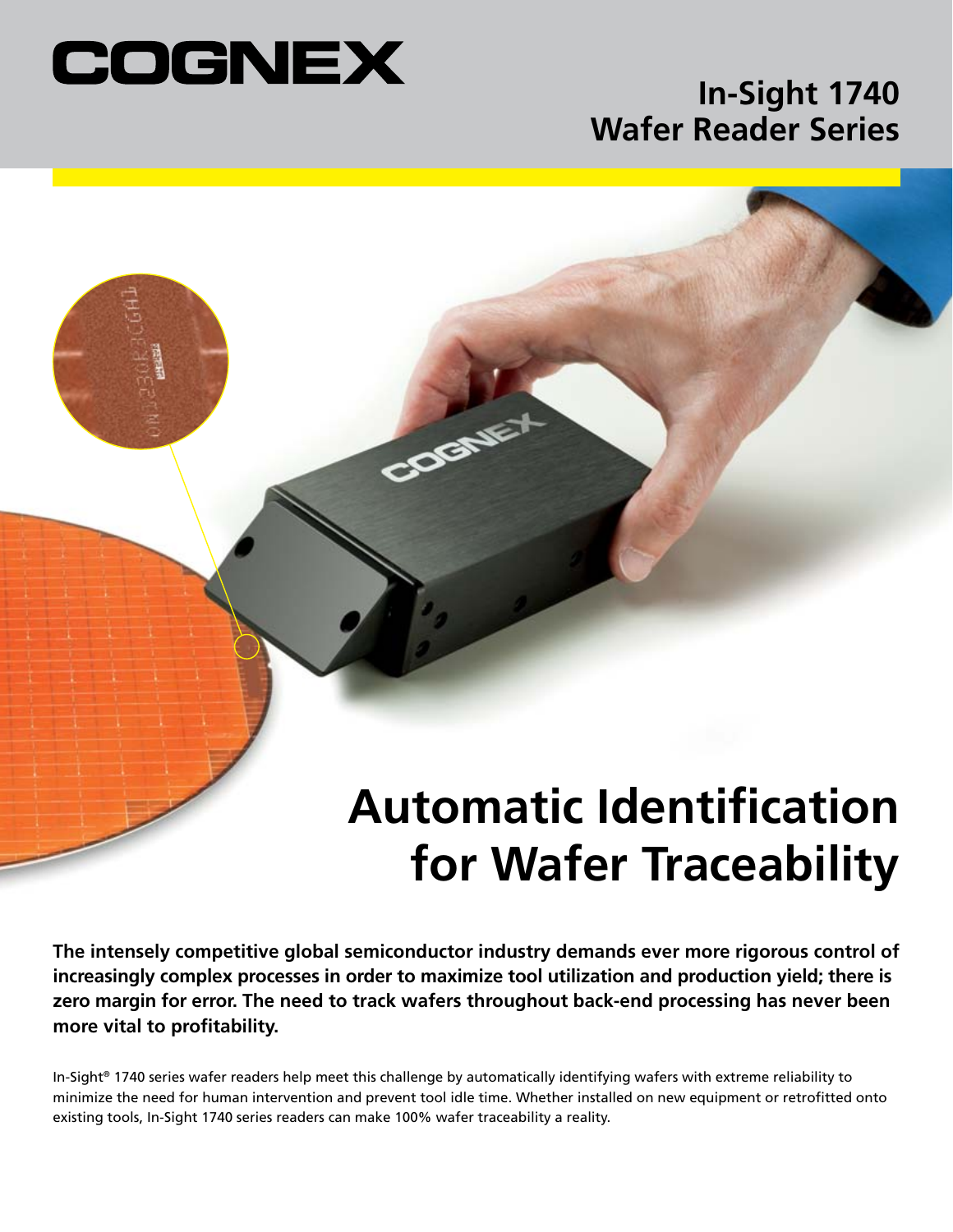# COGNEX

## In-Sight 1740 Wafer Reader Series

# Automatic Identification for Wafer Traceability

**The intensely competitive global semiconductor industry demands ever more rigorous control of increasingly complex processes in order to maximize tool utilization and production yield; there is zero margin for error. The need to track wafers throughout back-end processing has never been more vital to profitability.**

In-Sight® 1740 series wafer readers help meet this challenge by automatically identifying wafers with extreme reliability to minimize the need for human intervention and prevent tool idle time. Whether installed on new equipment or retrofitted onto existing tools, In-Sight 1740 series readers can make 100% wafer traceability a reality.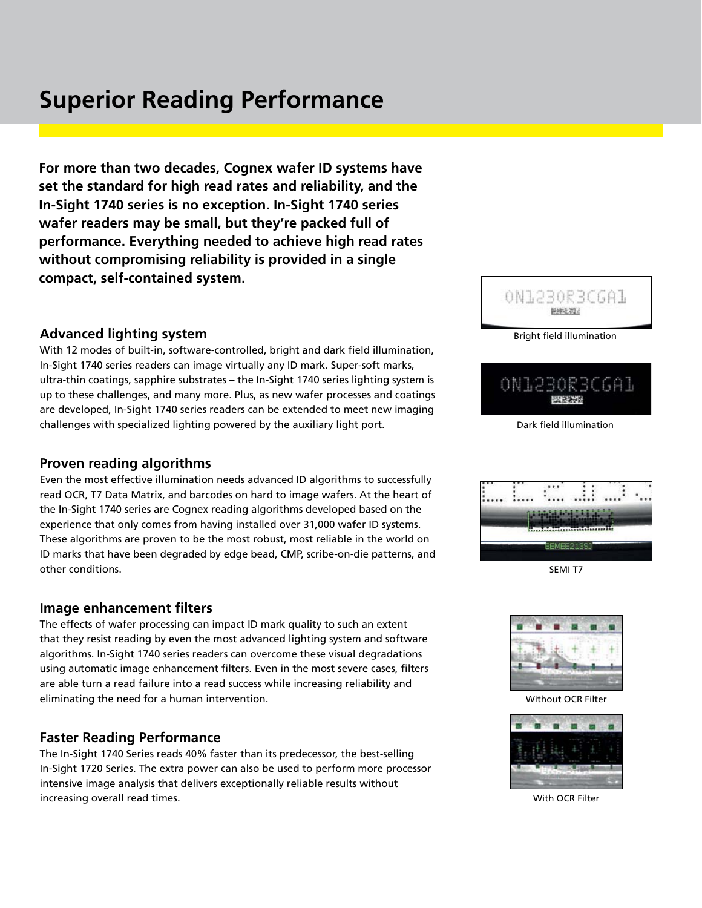# Superior Reading Performance

**For more than two decades, Cognex wafer ID systems have set the standard for high read rates and reliability, and the In-Sight 1740 series is no exception. In-Sight 1740 series wafer readers may be small, but they're packed full of performance. Everything needed to achieve high read rates without compromising reliability is provided in a single compact, self-contained system.**

### Advanced lighting system

With 12 modes of built-in, software-controlled, bright and dark field illumination, In-Sight 1740 series readers can image virtually any ID mark. Super-soft marks, ultra-thin coatings, sapphire substrates – the In-Sight 1740 series lighting system is up to these challenges, and many more. Plus, as new wafer processes and coatings are developed, In-Sight 1740 series readers can be extended to meet new imaging challenges with specialized lighting powered by the auxiliary light port.

Bright field illumination

Dark field illumination

### Proven reading algorithms

Even the most effective illumination needs advanced ID algorithms to successfully read OCR, T7 Data Matrix, and barcodes on hard to image wafers. At the heart of the In-Sight 1740 series are Cognex reading algorithms developed based on the experience that only comes from having installed over 31,000 wafer ID systems. These algorithms are proven to be the most robust, most reliable in the world on ID marks that have been degraded by edge bead, CMP, scribe-on-die patterns, and other conditions.

SEMI T7

### Image enhancement filters

The effects of wafer processing can impact ID mark quality to such an extent that they resist reading by even the most advanced lighting system and software algorithms. In-Sight 1740 series readers can overcome these visual degradations using automatic image enhancement filters. Even in the most severe cases, filters are able turn a read failure into a read success while increasing reliability and eliminating the need for a human intervention.

Without OCR Filter

With OCR Filter

### Faster Reading Performance

The In-Sight 1740 Series reads 40% faster than its predecessor, the best-selling In-Sight 1720 Series. The extra power can also be used to perform more processor intensive image analysis that delivers exceptionally reliable results without increasing overall read times.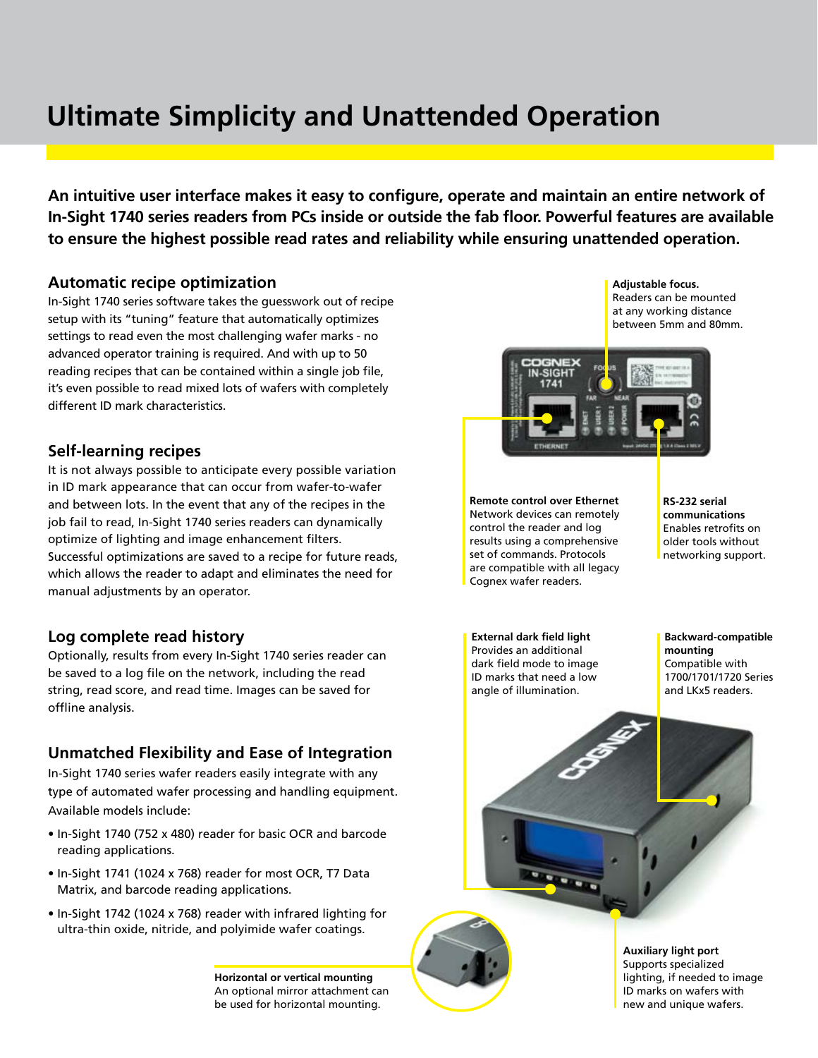# Ultimate Simplicity and Unattended Operation

**An intuitive user interface makes it easy to configure, operate and maintain an entire network of In-Sight 1740 series readers from PCs inside or outside the fab floor. Powerful features are available to ensure the highest possible read rates and reliability while ensuring unattended operation.**

## Automatic recipe optimization

In-Sight 1740 series software takes the guesswork out of recipe setup with its "tuning" feature that automatically optimizes settings to read even the most challenging wafer marks - no advanced operator training is required. And with up to 50 reading recipes that can be contained within a single job file, it's even possible to read mixed lots of wafers with completely different ID mark characteristics.

## Self-learning recipes

It is not always possible to anticipate every possible variation in ID mark appearance that can occur from wafer-to-wafer and between lots. In the event that any of the recipes in the job fail to read, In-Sight 1740 series readers can dynamically optimize of lighting and image enhancement filters. Successful optimizations are saved to a recipe for future reads, which allows the reader to adapt and eliminates the need for manual adjustments by an operator.

## Log complete read history

Optionally, results from every In-Sight 1740 series reader can be saved to a log file on the network, including the read string, read score, and read time. Images can be saved for offline analysis.

## Unmatched Flexibility and Ease of Integration

In-Sight 1740 series wafer readers easily integrate with any type of automated wafer processing and handling equipment. Available models include:

- In-Sight 1740 (752 x 480) reader for basic OCR and barcode reading applications.
- In-Sight 1741 (1024 x 768) reader for most OCR, T7 Data Matrix, and barcode reading applications.
- In-Sight 1742 (1024 x 768) reader with infrared lighting for ultra-thin oxide, nitride, and polyimide wafer coatings.

**Adjustable focus.**
Readers can be mounted at any working distance between 5mm and 80mm.

**Remote control over Ethernet**
Network devices can remotely control the reader and log results using a comprehensive set of commands. Protocols are compatible with all legacy Cognex wafer readers.

**RS-232 serial communications**
Enables retrofits on older tools without networking support.

**External dark field light**
Provides an additional dark field mode to image ID marks that need a low angle of illumination.

**Backward-compatible mounting**
Compatible with 1700/1701/1720 Series and LKx5 readers.

**Horizontal or vertical mounting**
An optional mirror attachment can be used for horizontal mounting.

**Auxiliary light port**
Supports specialized lighting, if needed to image ID marks on wafers with new and unique wafers.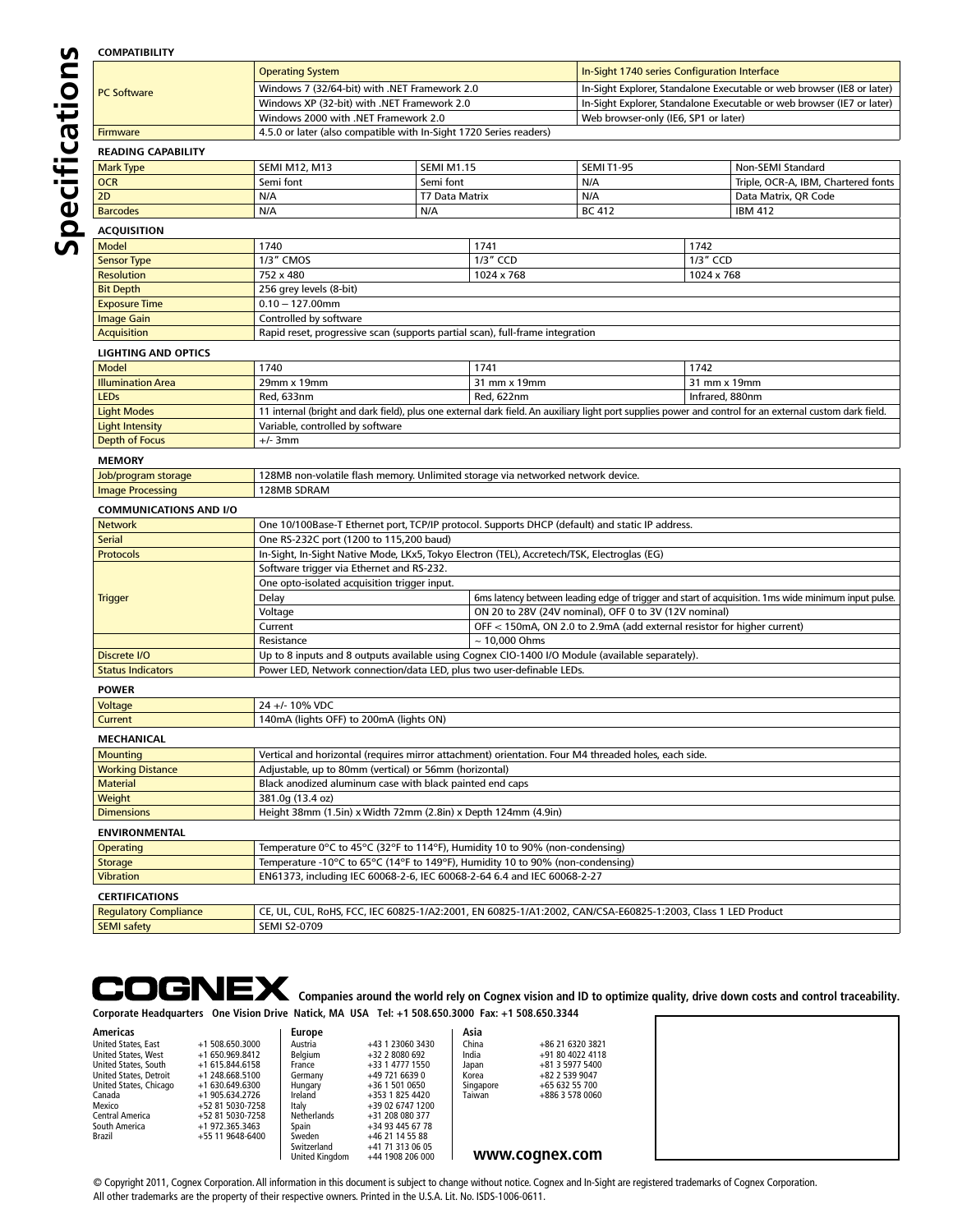# Specifications

### COMPATIBILITY

| | | |
|---|---|---|
| PC Software | Operating System | In-Sight 1740 series Configuration Interface |
| | Windows 7 (32/64-bit) with .NET Framework 2.0 | In-Sight Explorer, Standalone Executable or web browser (IE8 or later) |
| | Windows XP (32-bit) with .NET Framework 2.0 | In-Sight Explorer, Standalone Executable or web browser (IE7 or later) |
| | Windows 2000 with .NET Framework 2.0 | Web browser-only (IE6, SP1 or later) |
| Firmware | 4.5.0 or later (also compatible with In-Sight 1720 Series readers) | |

### READING CAPABILITY

| | | | | |
|---|---|---|---|---|
| Mark Type | SEMI M12, M13 | SEMI M1.15 | SEMI T1-95 | Non-SEMI Standard |
| OCR | Semi font | Semi font | N/A | Triple, OCR-A, IBM, Chartered fonts |
| 2D | N/A | T7 Data Matrix | N/A | Data Matrix, QR Code |
| Barcodes | N/A | N/A | BC 412 | IBM 412 |

### ACQUISITION

| | | | |
|---|---|---|---|
| Model | 1740 | 1741 | 1742 |
| Sensor Type | 1/3" CMOS | 1/3" CCD | 1/3" CCD |
| Resolution | 752 x 480 | 1024 x 768 | 1024 x 768 |
| Bit Depth | 256 grey levels (8-bit) | | |
| Exposure Time | 0.10 – 127.00mm | | |
| Image Gain | Controlled by software | | |
| Acquisition | Rapid reset, progressive scan (supports partial scan), full-frame integration | | |

### LIGHTING AND OPTICS

| | | | |
|---|---|---|---|
| Model | 1740 | 1741 | 1742 |
| Illumination Area | 29mm x 19mm | 31 mm x 19mm | 31 mm x 19mm |
| LEDs | Red, 633nm | Red, 622nm | Infrared, 880nm |
| Light Modes | 11 internal (bright and dark field), plus one external dark field. An auxiliary light port supplies power and control for an external custom dark field. | | |
| Light Intensity | Variable, controlled by software | | |
| Depth of Focus | +/- 3mm | | |

### MEMORY

| | |
|---|---|
| Job/program storage | 128MB non-volatile flash memory. Unlimited storage via networked network device. |
| Image Processing | 128MB SDRAM |

### COMMUNICATIONS AND I/O

| | | |
|---|---|---|
| Network | One 10/100Base-T Ethernet port, TCP/IP protocol. Supports DHCP (default) and static IP address. | |
| Serial | One RS-232C port (1200 to 115,200 baud) | |
| Protocols | In-Sight, In-Sight Native Mode, LKx5, Tokyo Electron (TEL), Accretech/TSK, Electroglas (EG) | |
| Trigger | Software trigger via Ethernet and RS-232. | |
| | One opto-isolated acquisition trigger input. | |
| | Delay | 6ms latency between leading edge of trigger and start of acquisition. 1ms wide minimum input pulse. |
| | Voltage | ON 20 to 28V (24V nominal), OFF 0 to 3V (12V nominal) |
| | Current | OFF < 150mA, ON 2.0 to 2.9mA (add external resistor for higher current) |
| | Resistance | ~ 10,000 Ohms |
| Discrete I/O | Up to 8 inputs and 8 outputs available using Cognex CIO-1400 I/O Module (available separately). | |
| Status Indicators | Power LED, Network connection/data LED, plus two user-definable LEDs. | |

### POWER

| | |
|---|---|
| Voltage | 24 +/- 10% VDC |
| Current | 140mA (lights OFF) to 200mA (lights ON) |

### MECHANICAL

| | |
|---|---|
| Mounting | Vertical and horizontal (requires mirror attachment) orientation. Four M4 threaded holes, each side. |
| Working Distance | Adjustable, up to 80mm (vertical) or 56mm (horizontal) |
| Material | Black anodized aluminum case with black painted end caps |
| Weight | 381.0g (13.4 oz) |
| Dimensions | Height 38mm (1.5in) x Width 72mm (2.8in) x Depth 124mm (4.9in) |

### ENVIRONMENTAL

| | |
|---|---|
| Operating | Temperature 0°C to 45°C (32°F to 114°F), Humidity 10 to 90% (non-condensing) |
| Storage | Temperature -10°C to 65°C (14°F to 149°F), Humidity 10 to 90% (non-condensing) |
| Vibration | EN61373, including IEC 60068-2-6, IEC 60068-2-64 6.4 and IEC 60068-2-27 |

### CERTIFICATIONS

| | |
|---|---|
| Regulatory Compliance | CE, UL, CUL, RoHS, FCC, IEC 60825-1/A2:2001, EN 60825-1/A1:2002, CAN/CSA-E60825-1:2003, Class 1 LED Product |
| SEMI safety | SEMI S2-0709 |

**COGNEX** Companies around the world rely on Cognex vision and ID to optimize quality, drive down costs and control traceability.

**Corporate Headquarters** One Vision Drive Natick, MA USA Tel: +1 508.650.3000 Fax: +1 508.650.3344

**Americas**

| | |
|---|---|
| United States, East | +1 508.650.3000 |
| United States, West | +1 650.969.8412 |
| United States, South | +1 615.844.6158 |
| United States, Detroit | +1 248.668.5100 |
| United States, Chicago | +1 630.649.6300 |
| Canada | +1 905.634.2726 |
| Mexico | +52 81 5030-7258 |
| Central America | +52 81 5030-7258 |
| South America | +1 972.365.3463 |
| Brazil | +55 11 9648-6400 |

**Europe**

| | |
|---|---|
| Austria | +43 1 23060 3430 |
| Belgium | +32 2 8080 692 |
| France | +33 1 4777 1550 |
| Germany | +49 721 6639 0 |
| Hungary | +36 1 501 0650 |
| Ireland | +353 1 825 4420 |
| Italy | +39 02 6747 1200 |
| Netherlands | +31 208 080 377 |
| Spain | +34 93 445 67 78 |
| Sweden | +46 21 14 55 88 |
| Switzerland | +41 71 313 06 05 |
| United Kingdom | +44 1908 206 000 |

**Asia**

| | |
|---|---|
| China | +86 21 6320 3821 |
| India | +91 80 4022 4118 |
| Japan | +81 3 5977 5400 |
| Korea | +82 2 539 9047 |
| Singapore | +65 632 55 700 |
| Taiwan | +886 3 578 0060 |

**www.cognex.com**

© Copyright 2011, Cognex Corporation. All information in this document is subject to change without notice. Cognex and In-Sight are registered trademarks of Cognex Corporation. All other trademarks are the property of their respective owners. Printed in the U.S.A. Lit. No. ISDS-1006-0611.